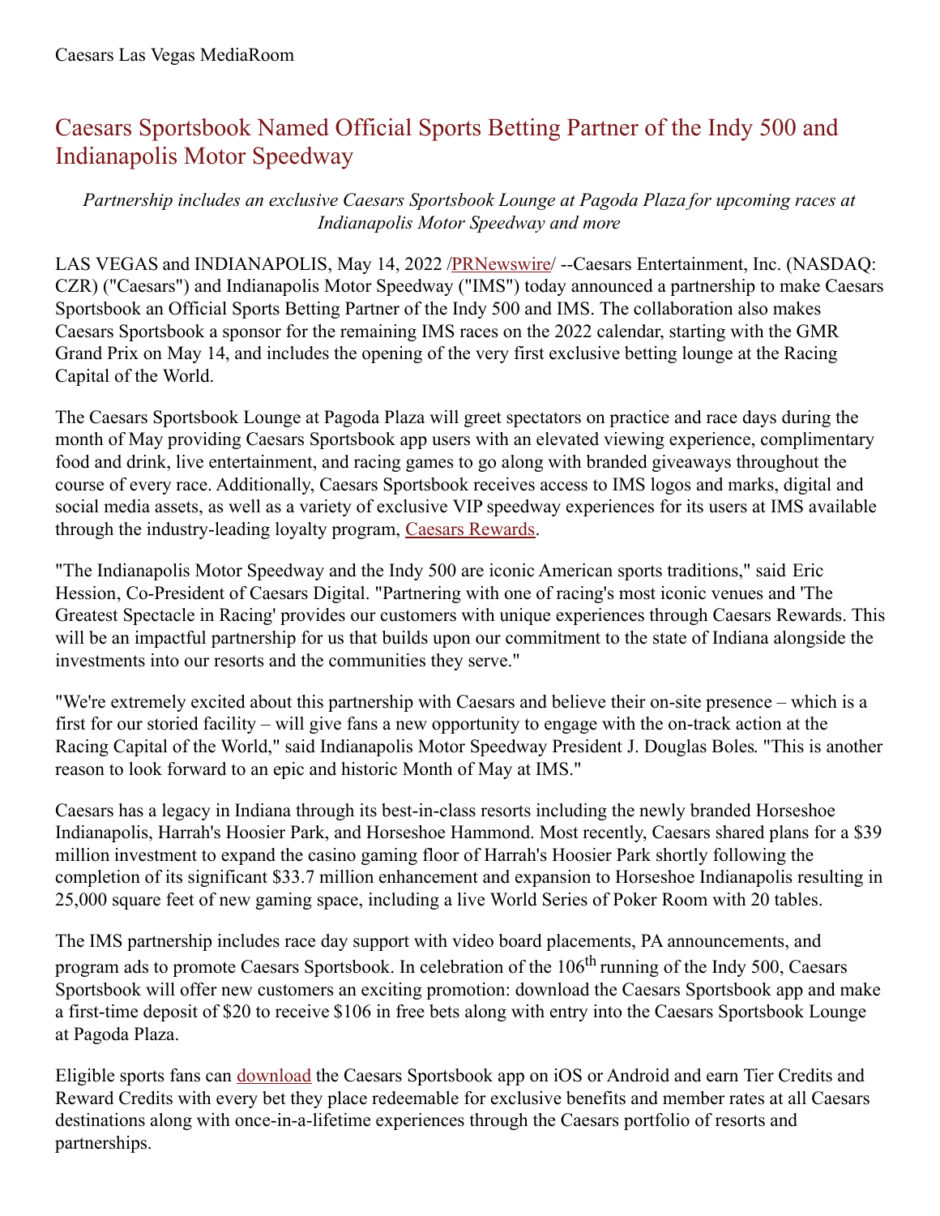Caesars Las Vegas MediaRoom

# Caesars Sportsbook Named Official Sports Betting Partner of the Indy 500 and Indianapolis Motor Speedway

*Partnership includes an exclusive Caesars Sportsbook Lounge at Pagoda Plaza for upcoming races at Indianapolis Motor Speedway and more*

LAS VEGAS and INDIANAPOLIS, May 14, 2022 /PRNewswire/ --Caesars Entertainment, Inc. (NASDAQ: CZR) ("Caesars") and Indianapolis Motor Speedway ("IMS") today announced a partnership to make Caesars Sportsbook an Official Sports Betting Partner of the Indy 500 and IMS. The collaboration also makes Caesars Sportsbook a sponsor for the remaining IMS races on the 2022 calendar, starting with the GMR Grand Prix on May 14, and includes the opening of the very first exclusive betting lounge at the Racing Capital of the World.

The Caesars Sportsbook Lounge at Pagoda Plaza will greet spectators on practice and race days during the month of May providing Caesars Sportsbook app users with an elevated viewing experience, complimentary food and drink, live entertainment, and racing games to go along with branded giveaways throughout the course of every race. Additionally, Caesars Sportsbook receives access to IMS logos and marks, digital and social media assets, as well as a variety of exclusive VIP speedway experiences for its users at IMS available through the industry-leading loyalty program, Caesars Rewards.

"The Indianapolis Motor Speedway and the Indy 500 are iconic American sports traditions," said Eric Hession, Co-President of Caesars Digital. "Partnering with one of racing's most iconic venues and 'The Greatest Spectacle in Racing' provides our customers with unique experiences through Caesars Rewards. This will be an impactful partnership for us that builds upon our commitment to the state of Indiana alongside the investments into our resorts and the communities they serve."

"We're extremely excited about this partnership with Caesars and believe their on-site presence – which is a first for our storied facility – will give fans a new opportunity to engage with the on-track action at the Racing Capital of the World," said Indianapolis Motor Speedway President J. Douglas Boles. "This is another reason to look forward to an epic and historic Month of May at IMS."

Caesars has a legacy in Indiana through its best-in-class resorts including the newly branded Horseshoe Indianapolis, Harrah's Hoosier Park, and Horseshoe Hammond. Most recently, Caesars shared plans for a $39 million investment to expand the casino gaming floor of Harrah's Hoosier Park shortly following the completion of its significant $33.7 million enhancement and expansion to Horseshoe Indianapolis resulting in 25,000 square feet of new gaming space, including a live World Series of Poker Room with 20 tables.

The IMS partnership includes race day support with video board placements, PA announcements, and program ads to promote Caesars Sportsbook. In celebration of the 106th running of the Indy 500, Caesars Sportsbook will offer new customers an exciting promotion: download the Caesars Sportsbook app and make a first-time deposit of $20 to receive $106 in free bets along with entry into the Caesars Sportsbook Lounge at Pagoda Plaza.

Eligible sports fans can download the Caesars Sportsbook app on iOS or Android and earn Tier Credits and Reward Credits with every bet they place redeemable for exclusive benefits and member rates at all Caesars destinations along with once-in-a-lifetime experiences through the Caesars portfolio of resorts and partnerships.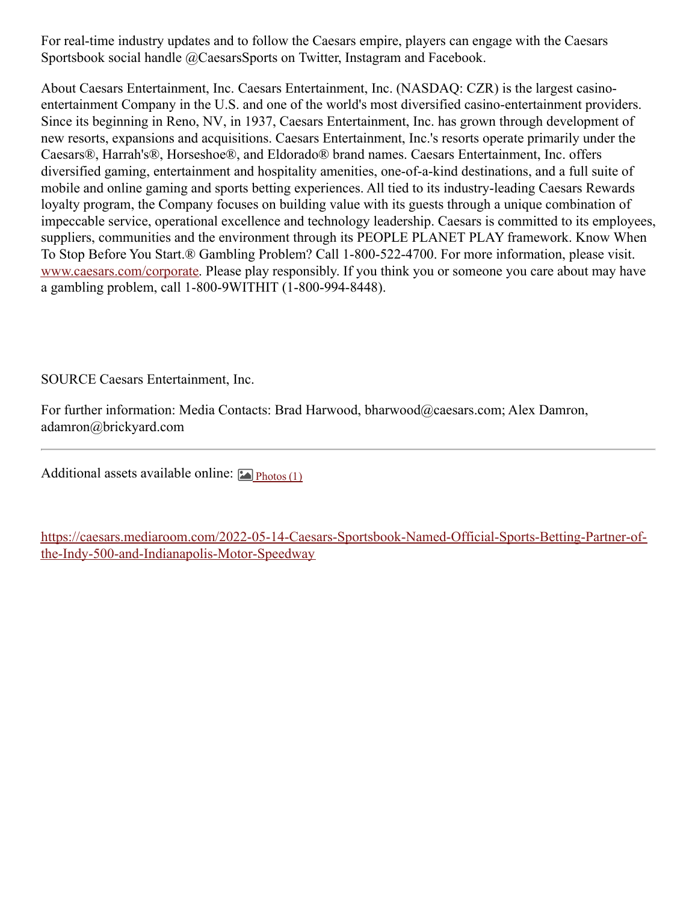For real-time industry updates and to follow the Caesars empire, players can engage with the Caesars Sportsbook social handle @CaesarsSports on Twitter, Instagram and Facebook.

About Caesars Entertainment, Inc. Caesars Entertainment, Inc. (NASDAQ: CZR) is the largest casino-entertainment Company in the U.S. and one of the world's most diversified casino-entertainment providers. Since its beginning in Reno, NV, in 1937, Caesars Entertainment, Inc. has grown through development of new resorts, expansions and acquisitions. Caesars Entertainment, Inc.'s resorts operate primarily under the Caesars®, Harrah's®, Horseshoe®, and Eldorado® brand names. Caesars Entertainment, Inc. offers diversified gaming, entertainment and hospitality amenities, one-of-a-kind destinations, and a full suite of mobile and online gaming and sports betting experiences. All tied to its industry-leading Caesars Rewards loyalty program, the Company focuses on building value with its guests through a unique combination of impeccable service, operational excellence and technology leadership. Caesars is committed to its employees, suppliers, communities and the environment through its PEOPLE PLANET PLAY framework. Know When To Stop Before You Start.® Gambling Problem? Call 1-800-522-4700. For more information, please visit. [www.caesars.com/corporate](http://www.caesars.com/corporate). Please play responsibly. If you think you or someone you care about may have a gambling problem, call 1-800-9WITHIT (1-800-994-8448).

SOURCE Caesars Entertainment, Inc.

For further information: Media Contacts: Brad Harwood, bharwood@caesars.com; Alex Damron, adamron@brickyard.com

---

Additional assets available online: Photos (1)

[https://caesars.mediaroom.com/2022-05-14-Caesars-Sportsbook-Named-Official-Sports-Betting-Partner-of-the-Indy-500-and-Indianapolis-Motor-Speedway](https://caesars.mediaroom.com/2022-05-14-Caesars-Sportsbook-Named-Official-Sports-Betting-Partner-of-the-Indy-500-and-Indianapolis-Motor-Speedway)